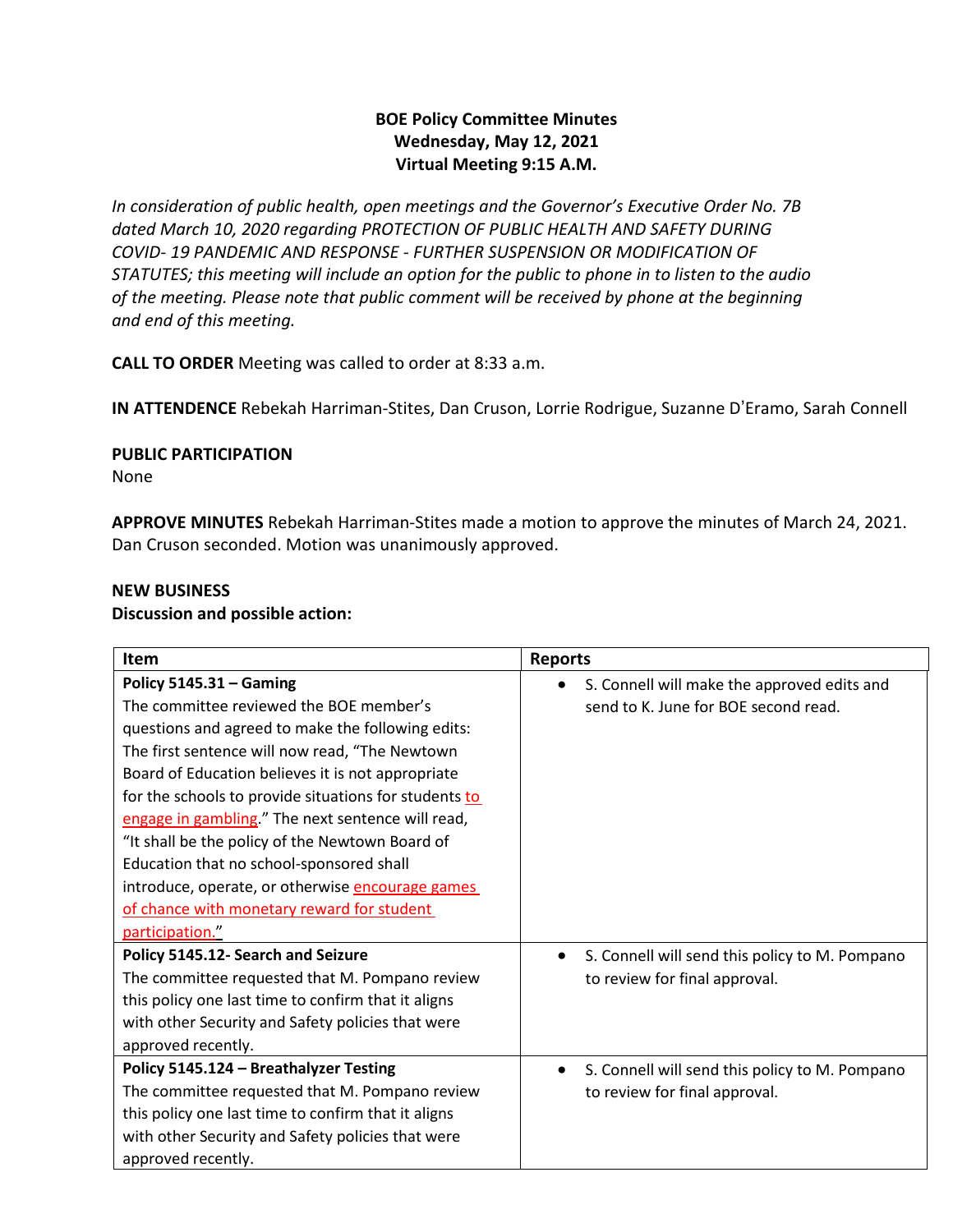**BOE Policy Committee Minutes**
**Wednesday, May 12, 2021**
**Virtual Meeting 9:15 A.M.**

*In consideration of public health, open meetings and the Governor's Executive Order No. 7B dated March 10, 2020 regarding PROTECTION OF PUBLIC HEALTH AND SAFETY DURING COVID- 19 PANDEMIC AND RESPONSE - FURTHER SUSPENSION OR MODIFICATION OF STATUTES; this meeting will include an option for the public to phone in to listen to the audio of the meeting. Please note that public comment will be received by phone at the beginning and end of this meeting.*

**CALL TO ORDER** Meeting was called to order at 8:33 a.m.

**IN ATTENDENCE** Rebekah Harriman-Stites, Dan Cruson, Lorrie Rodrigue, Suzanne D'Eramo, Sarah Connell

**PUBLIC PARTICIPATION**
None

**APPROVE MINUTES** Rebekah Harriman-Stites made a motion to approve the minutes of March 24, 2021. Dan Cruson seconded. Motion was unanimously approved.

**NEW BUSINESS**
**Discussion and possible action:**

| Item | Reports |
|---|---|
| **Policy 5145.31 – Gaming** The committee reviewed the BOE member's questions and agreed to make the following edits: The first sentence will now read, "The Newtown Board of Education believes it is not appropriate for the schools to provide situations for students to engage in gambling." The next sentence will read, "It shall be the policy of the Newtown Board of Education that no school-sponsored shall introduce, operate, or otherwise encourage games of chance with monetary reward for student participation." | • S. Connell will make the approved edits and send to K. June for BOE second read. |
| **Policy 5145.12- Search and Seizure** The committee requested that M. Pompano review this policy one last time to confirm that it aligns with other Security and Safety policies that were approved recently. | • S. Connell will send this policy to M. Pompano to review for final approval. |
| **Policy 5145.124 – Breathalyzer Testing** The committee requested that M. Pompano review this policy one last time to confirm that it aligns with other Security and Safety policies that were approved recently. | • S. Connell will send this policy to M. Pompano to review for final approval. |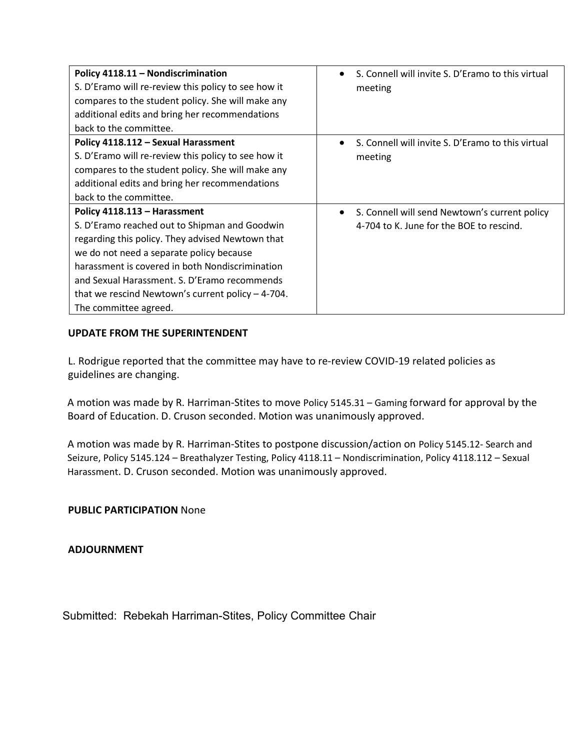| | |
|---|---|
| **Policy 4118.11 – Nondiscrimination**<br>S. D'Eramo will re-review this policy to see how it compares to the student policy. She will make any additional edits and bring her recommendations back to the committee. | • S. Connell will invite S. D'Eramo to this virtual meeting |
| **Policy 4118.112 – Sexual Harassment**<br>S. D'Eramo will re-review this policy to see how it compares to the student policy. She will make any additional edits and bring her recommendations back to the committee. | • S. Connell will invite S. D'Eramo to this virtual meeting |
| **Policy 4118.113 – Harassment**<br>S. D'Eramo reached out to Shipman and Goodwin regarding this policy. They advised Newtown that we do not need a separate policy because harassment is covered in both Nondiscrimination and Sexual Harassment. S. D'Eramo recommends that we rescind Newtown's current policy – 4-704. The committee agreed. | • S. Connell will send Newtown's current policy 4-704 to K. June for the BOE to rescind. |

**UPDATE FROM THE SUPERINTENDENT**

L. Rodrigue reported that the committee may have to re-review COVID-19 related policies as guidelines are changing.

A motion was made by R. Harriman-Stites to move Policy 5145.31 – Gaming forward for approval by the Board of Education. D. Cruson seconded. Motion was unanimously approved.

A motion was made by R. Harriman-Stites to postpone discussion/action on Policy 5145.12- Search and Seizure, Policy 5145.124 – Breathalyzer Testing, Policy 4118.11 – Nondiscrimination, Policy 4118.112 – Sexual Harassment. D. Cruson seconded. Motion was unanimously approved.

**PUBLIC PARTICIPATION** None

**ADJOURNMENT**

Submitted: Rebekah Harriman-Stites, Policy Committee Chair